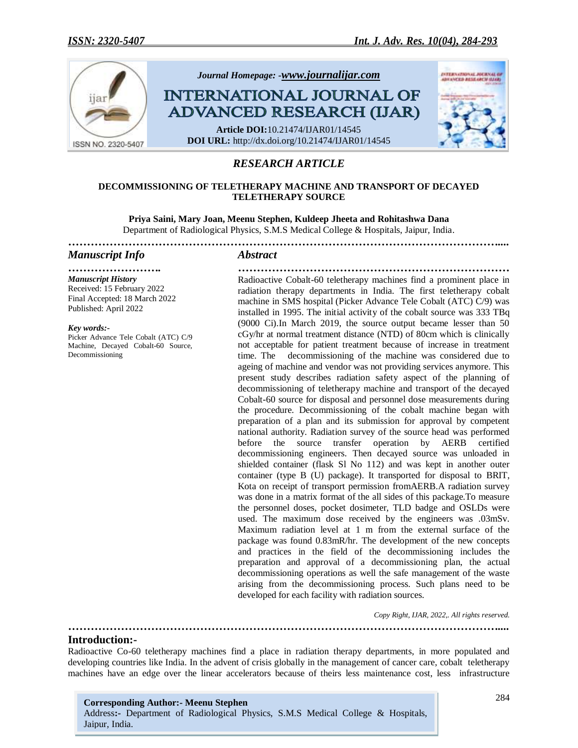Journal Homepage: -www.journalijar.com

# INTERNATIONAL JOURNAL OF ADVANCED RESEARCH (IJAR)

**Article DOI:**10.21474/IJAR01/14545
**DOI URL:** http://dx.doi.org/10.21474/IJAR01/14545

## *RESEARCH ARTICLE*

### DECOMMISSIONING OF TELETHERAPY MACHINE AND TRANSPORT OF DECAYED TELETHERAPY SOURCE

**Priya Saini, Mary Joan, Meenu Stephen, Kuldeep Jheeta and Rohitashwa Dana**
Department of Radiological Physics, S.M.S Medical College & Hospitals, Jaipur, India.

## *Manuscript Info*

***Manuscript History***
Received: 15 February 2022
Final Accepted: 18 March 2022
Published: April 2022

***Key words:-***
Picker Advance Tele Cobalt (ATC) C/9 Machine, Decayed Cobalt-60 Source, Decommissioning

## *Abstract*

Radioactive Cobalt-60 teletherapy machines find a prominent place in radiation therapy departments in India. The first teletherapy cobalt machine in SMS hospital (Picker Advance Tele Cobalt (ATC) C/9) was installed in 1995. The initial activity of the cobalt source was 333 TBq (9000 Ci).In March 2019, the source output became lesser than 50 cGy/hr at normal treatment distance (NTD) of 80cm which is clinically not acceptable for patient treatment because of increase in treatment time. The decommissioning of the machine was considered due to ageing of machine and vendor was not providing services anymore. This present study describes radiation safety aspect of the planning of decommissioning of teletherapy machine and transport of the decayed Cobalt-60 source for disposal and personnel dose measurements during the procedure. Decommissioning of the cobalt machine began with preparation of a plan and its submission for approval by competent national authority. Radiation survey of the source head was performed before the source transfer operation by AERB certified decommissioning engineers. Then decayed source was unloaded in shielded container (flask Sl No 112) and was kept in another outer container (type B (U) package). It transported for disposal to BRIT, Kota on receipt of transport permission fromAERB.A radiation survey was done in a matrix format of the all sides of this package.To measure the personnel doses, pocket dosimeter, TLD badge and OSLDs were used. The maximum dose received by the engineers was .03mSv. Maximum radiation level at 1 m from the external surface of the package was found 0.83mR/hr. The development of the new concepts and practices in the field of the decommissioning includes the preparation and approval of a decommissioning plan, the actual decommissioning operations as well the safe management of the waste arising from the decommissioning process. Such plans need to be developed for each facility with radiation sources.

*Copy Right, IJAR, 2022,. All rights reserved.*

## Introduction:-

Radioactive Co-60 teletherapy machines find a place in radiation therapy departments, in more populated and developing countries like India. In the advent of crisis globally in the management of cancer care, cobalt teletherapy machines have an edge over the linear accelerators because of theirs less maintenance cost, less infrastructure

**Corresponding Author:- Meenu Stephen**
Address:- Department of Radiological Physics, S.M.S Medical College & Hospitals, Jaipur, India.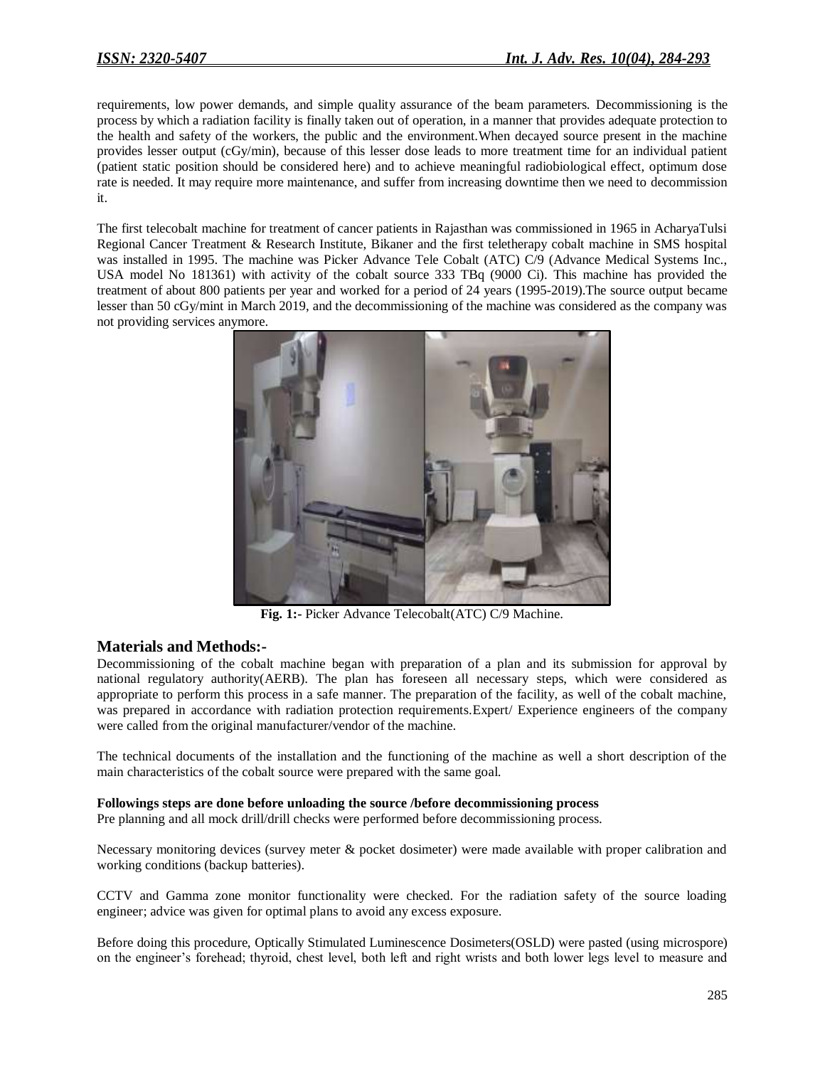requirements, low power demands, and simple quality assurance of the beam parameters. Decommissioning is the process by which a radiation facility is finally taken out of operation, in a manner that provides adequate protection to the health and safety of the workers, the public and the environment.When decayed source present in the machine provides lesser output (cGy/min), because of this lesser dose leads to more treatment time for an individual patient (patient static position should be considered here) and to achieve meaningful radiobiological effect, optimum dose rate is needed. It may require more maintenance, and suffer from increasing downtime then we need to decommission it.

The first telecobalt machine for treatment of cancer patients in Rajasthan was commissioned in 1965 in AcharyaTulsi Regional Cancer Treatment & Research Institute, Bikaner and the first teletherapy cobalt machine in SMS hospital was installed in 1995. The machine was Picker Advance Tele Cobalt (ATC) C/9 (Advance Medical Systems Inc., USA model No 181361) with activity of the cobalt source 333 TBq (9000 Ci). This machine has provided the treatment of about 800 patients per year and worked for a period of 24 years (1995-2019).The source output became lesser than 50 cGy/mint in March 2019, and the decommissioning of the machine was considered as the company was not providing services anymore.

**Fig. 1:-** Picker Advance Telecobalt(ATC) C/9 Machine.

## Materials and Methods:-

Decommissioning of the cobalt machine began with preparation of a plan and its submission for approval by national regulatory authority(AERB). The plan has foreseen all necessary steps, which were considered as appropriate to perform this process in a safe manner. The preparation of the facility, as well of the cobalt machine, was prepared in accordance with radiation protection requirements.Expert/ Experience engineers of the company were called from the original manufacturer/vendor of the machine.

The technical documents of the installation and the functioning of the machine as well a short description of the main characteristics of the cobalt source were prepared with the same goal.

**Followings steps are done before unloading the source /before decommissioning process**

Pre planning and all mock drill/drill checks were performed before decommissioning process.

Necessary monitoring devices (survey meter & pocket dosimeter) were made available with proper calibration and working conditions (backup batteries).

CCTV and Gamma zone monitor functionality were checked. For the radiation safety of the source loading engineer; advice was given for optimal plans to avoid any excess exposure.

Before doing this procedure, Optically Stimulated Luminescence Dosimeters(OSLD) were pasted (using microspore) on the engineer's forehead; thyroid, chest level, both left and right wrists and both lower legs level to measure and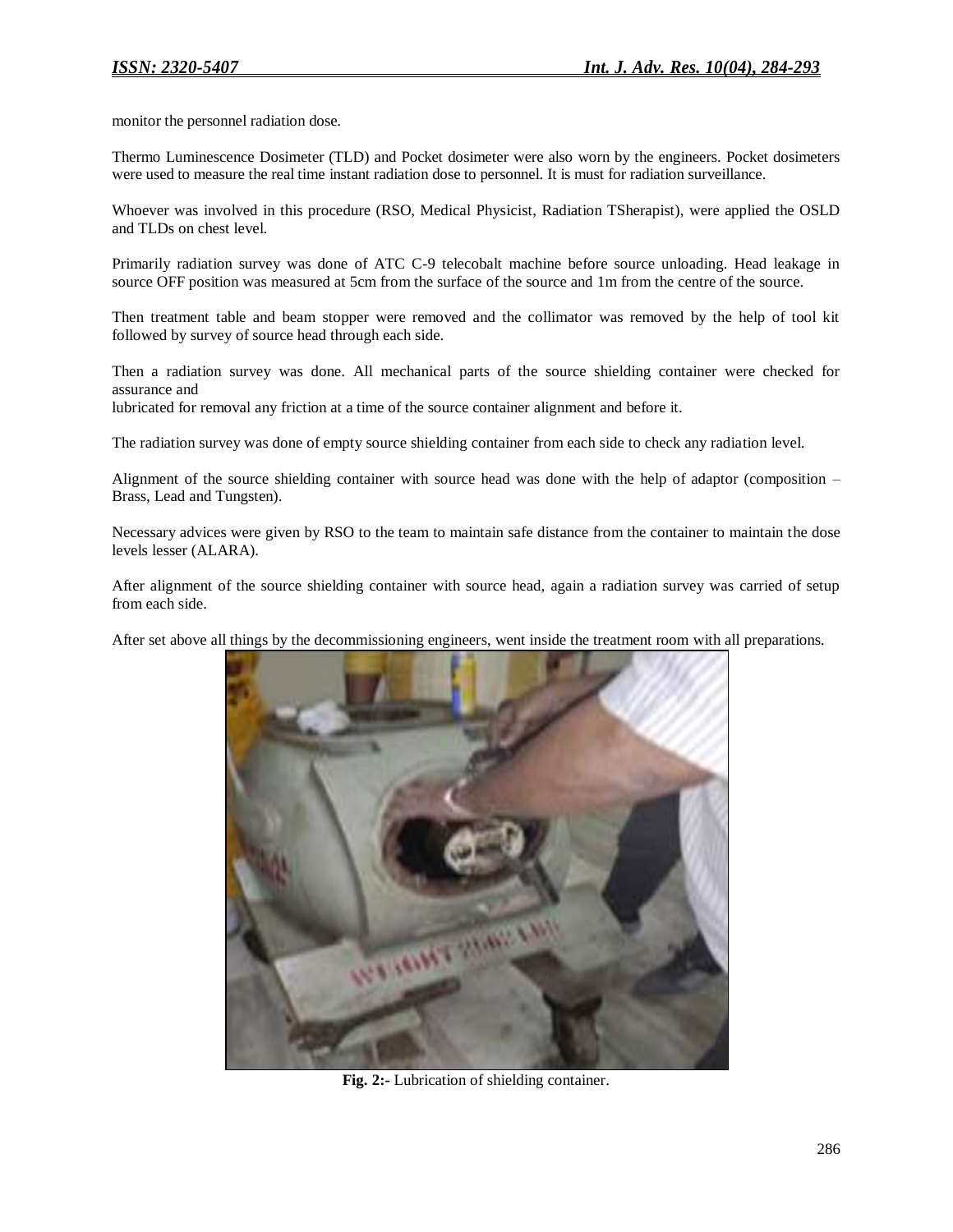monitor the personnel radiation dose.

Thermo Luminescence Dosimeter (TLD) and Pocket dosimeter were also worn by the engineers. Pocket dosimeters were used to measure the real time instant radiation dose to personnel. It is must for radiation surveillance.

Whoever was involved in this procedure (RSO, Medical Physicist, Radiation TSherapist), were applied the OSLD and TLDs on chest level.

Primarily radiation survey was done of ATC C-9 telecobalt machine before source unloading. Head leakage in source OFF position was measured at 5cm from the surface of the source and 1m from the centre of the source.

Then treatment table and beam stopper were removed and the collimator was removed by the help of tool kit followed by survey of source head through each side.

Then a radiation survey was done. All mechanical parts of the source shielding container were checked for assurance and
lubricated for removal any friction at a time of the source container alignment and before it.

The radiation survey was done of empty source shielding container from each side to check any radiation level.

Alignment of the source shielding container with source head was done with the help of adaptor (composition – Brass, Lead and Tungsten).

Necessary advices were given by RSO to the team to maintain safe distance from the container to maintain the dose levels lesser (ALARA).

After alignment of the source shielding container with source head, again a radiation survey was carried of setup from each side.

After set above all things by the decommissioning engineers, went inside the treatment room with all preparations.

**Fig. 2:-** Lubrication of shielding container.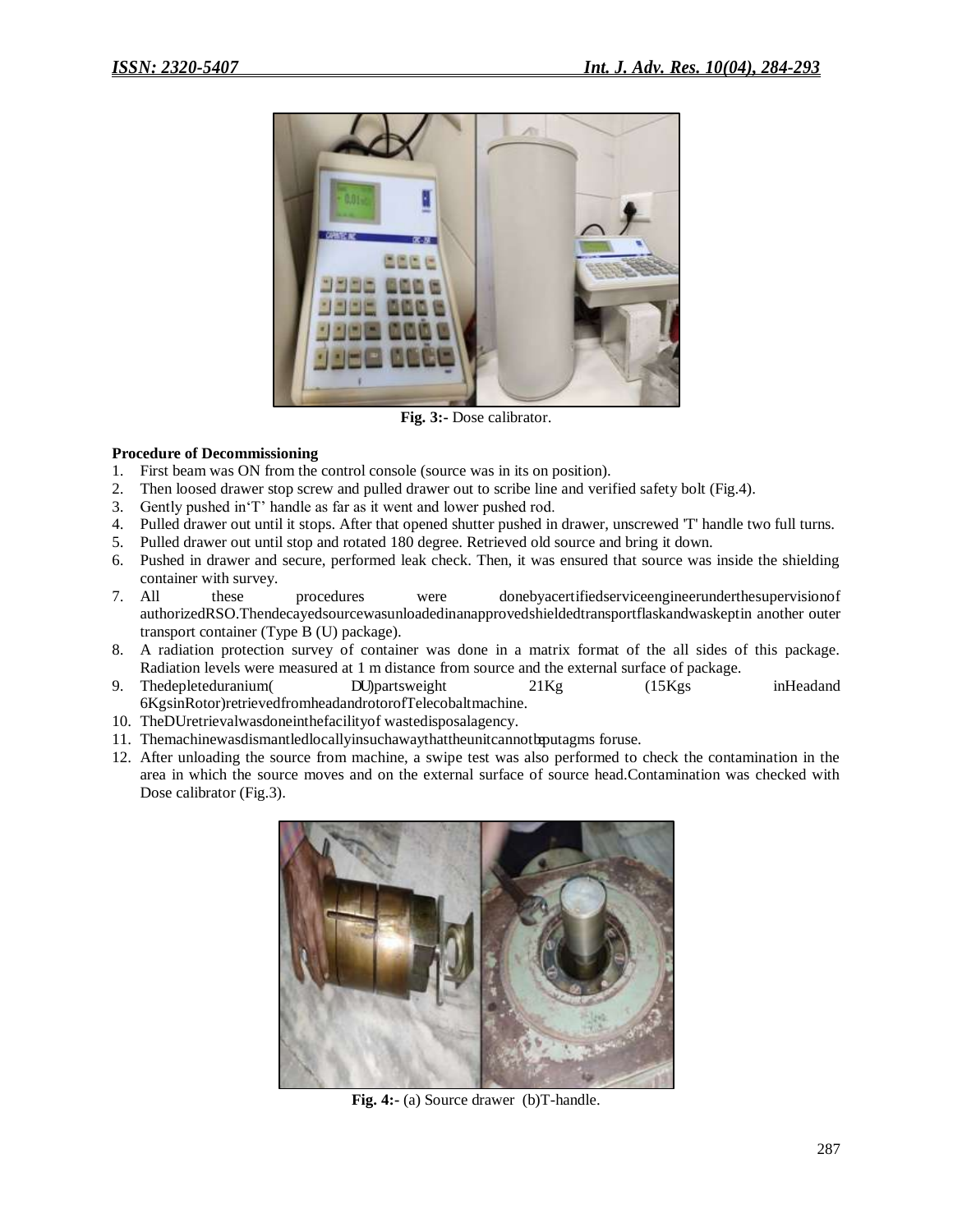Fig. 3:- Dose calibrator.

**Procedure of Decommissioning**

1. First beam was ON from the control console (source was in its on position).
2. Then loosed drawer stop screw and pulled drawer out to scribe line and verified safety bolt (Fig.4).
3. Gently pushed in'T' handle as far as it went and lower pushed rod.
4. Pulled drawer out until it stops. After that opened shutter pushed in drawer, unscrewed 'T' handle two full turns.
5. Pulled drawer out until stop and rotated 180 degree. Retrieved old source and bring it down.
6. Pushed in drawer and secure, performed leak check. Then, it was ensured that source was inside the shielding container with survey.
7. All these procedures were donebyacertifiedserviceengineerunderthesupervisionof authorizedRSO.Thendecayedsourcewasunloadedinanapprovedshieldedtransportflaskandwaskeptin another outer transport container (Type B (U) package).
8. A radiation protection survey of container was done in a matrix format of the all sides of this package. Radiation levels were measured at 1 m distance from source and the external surface of package.
9. Thedepleteduranium( DU)partsweight 21Kg (15Kgs inHeadand 6KgsinRotor)retrievedfromheadandrotorofTelecobaltmachine.
10. TheDUretrievalwasdoneinthefacilityof wastedisposalagency.
11. Themachinewasdismantledlocallyinsuchawaythattheunitcannotbeputagms foruse.
12. After unloading the source from machine, a swipe test was also performed to check the contamination in the area in which the source moves and on the external surface of source head.Contamination was checked with Dose calibrator (Fig.3).

Fig. 4:- (a) Source drawer (b)T-handle.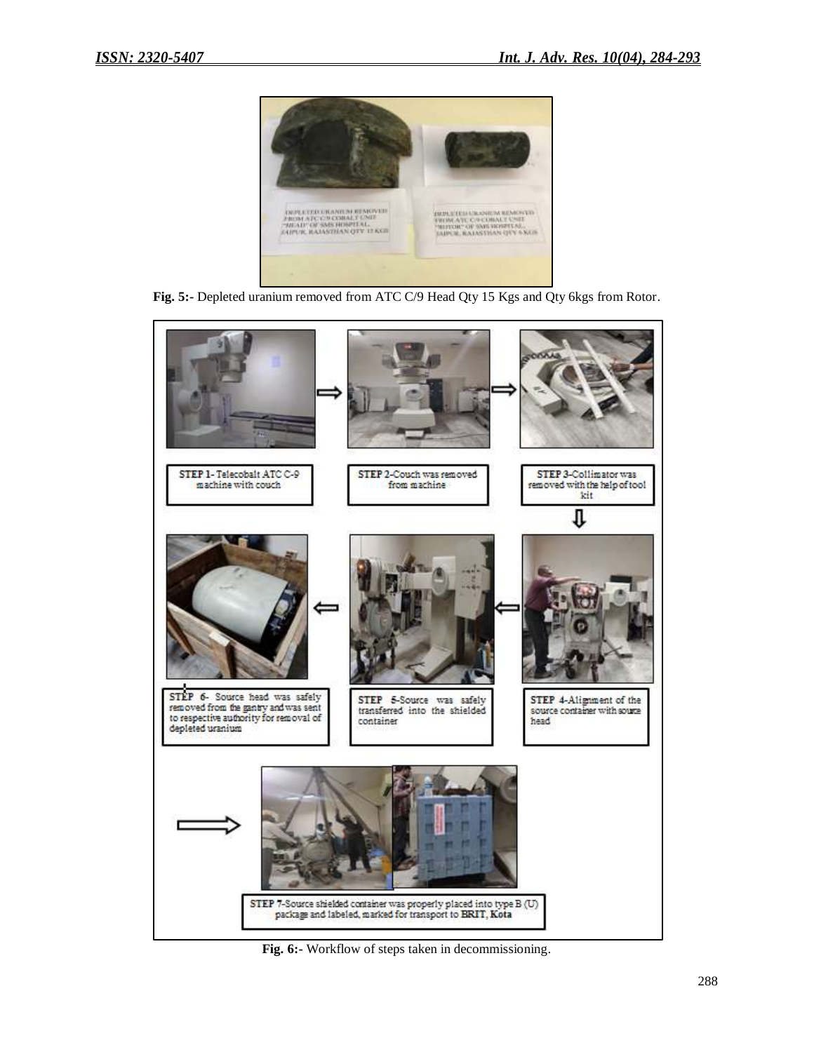**Fig. 5:-** Depleted uranium removed from ATC C/9 Head Qty 15 Kgs and Qty 6kgs from Rotor.

**Fig. 6:-** Workflow of steps taken in decommissioning.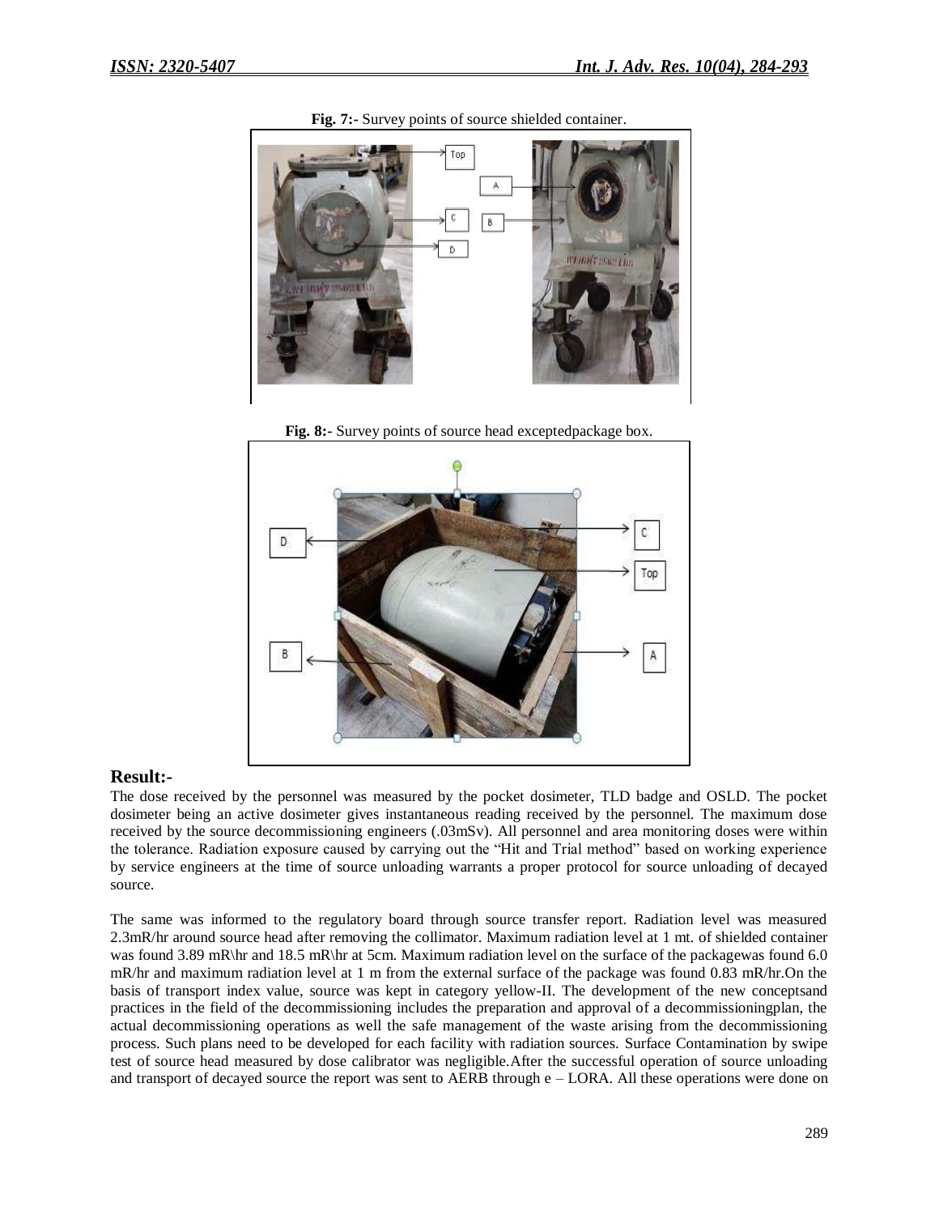**Fig. 7:-** Survey points of source shielded container.

**Fig. 8:-** Survey points of source head exceptedpackage box.

## Result:-

The dose received by the personnel was measured by the pocket dosimeter, TLD badge and OSLD. The pocket dosimeter being an active dosimeter gives instantaneous reading received by the personnel. The maximum dose received by the source decommissioning engineers (.03mSv). All personnel and area monitoring doses were within the tolerance. Radiation exposure caused by carrying out the "Hit and Trial method" based on working experience by service engineers at the time of source unloading warrants a proper protocol for source unloading of decayed source.

The same was informed to the regulatory board through source transfer report. Radiation level was measured 2.3mR/hr around source head after removing the collimator. Maximum radiation level at 1 mt. of shielded container was found 3.89 mR\hr and 18.5 mR\hr at 5cm. Maximum radiation level on the surface of the packagewas found 6.0 mR/hr and maximum radiation level at 1 m from the external surface of the package was found 0.83 mR/hr.On the basis of transport index value, source was kept in category yellow-II. The development of the new conceptsand practices in the field of the decommissioning includes the preparation and approval of a decommissioningplan, the actual decommissioning operations as well the safe management of the waste arising from the decommissioning process. Such plans need to be developed for each facility with radiation sources. Surface Contamination by swipe test of source head measured by dose calibrator was negligible.After the successful operation of source unloading and transport of decayed source the report was sent to AERB through e – LORA. All these operations were done on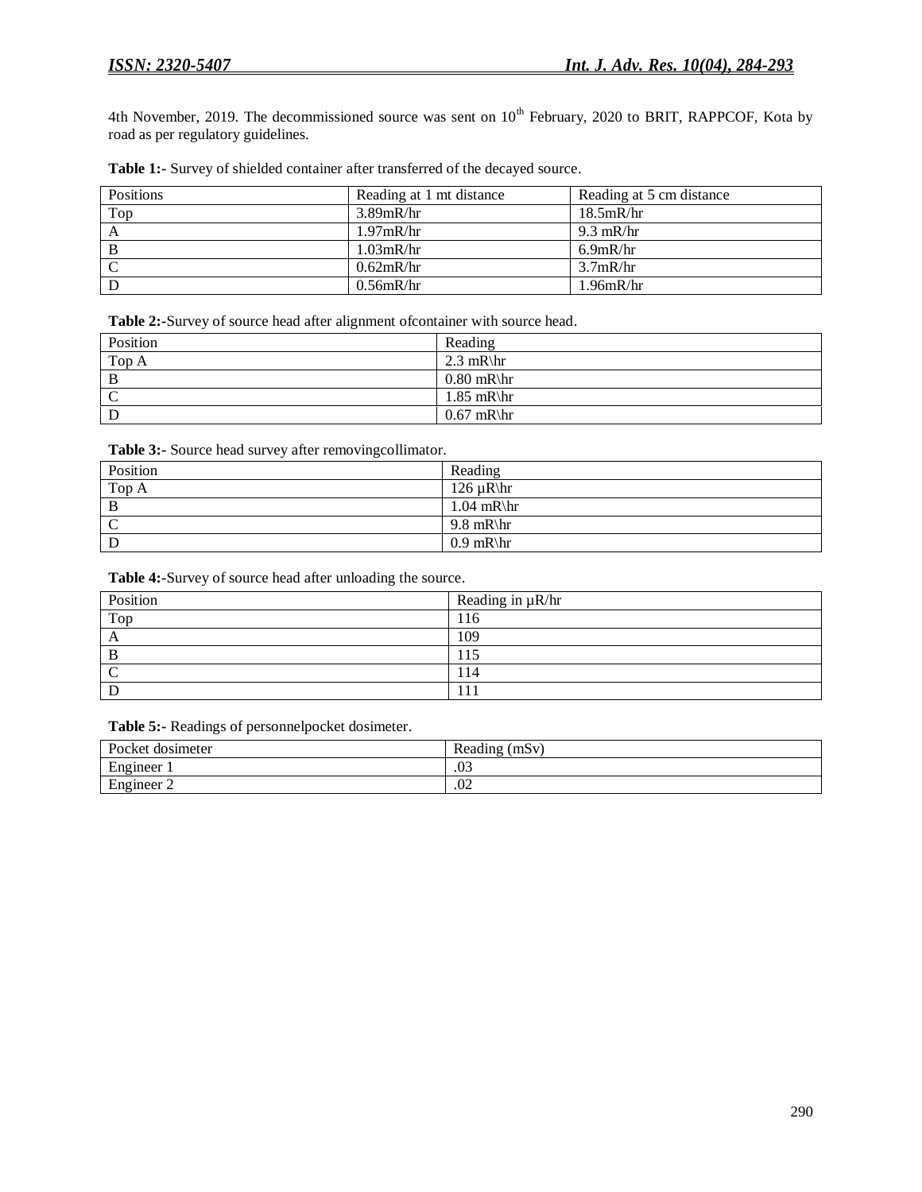4th November, 2019. The decommissioned source was sent on 10th February, 2020 to BRIT, RAPPCOF, Kota by road as per regulatory guidelines.

**Table 1:-** Survey of shielded container after transferred of the decayed source.

| Positions | Reading at 1 mt distance | Reading at 5 cm distance |
|---|---|---|
| Top | 3.89mR/hr | 18.5mR/hr |
| A | 1.97mR/hr | 9.3 mR/hr |
| B | 1.03mR/hr | 6.9mR/hr |
| C | 0.62mR/hr | 3.7mR/hr |
| D | 0.56mR/hr | 1.96mR/hr |

**Table 2:-**Survey of source head after alignment ofcontainer with source head.

| Position | Reading |
|---|---|
| Top A | 2.3 mR\hr |
| B | 0.80 mR\hr |
| C | 1.85 mR\hr |
| D | 0.67 mR\hr |

**Table 3:-** Source head survey after removingcollimator.

| Position | Reading |
|---|---|
| Top A | 126 µR\hr |
| B | 1.04 mR\hr |
| C | 9.8 mR\hr |
| D | 0.9 mR\hr |

**Table 4:-**Survey of source head after unloading the source.

| Position | Reading in µR/hr |
|---|---|
| Top | 116 |
| A | 109 |
| B | 115 |
| C | 114 |
| D | 111 |

**Table 5:-** Readings of personnelpocket dosimeter.

| Pocket dosimeter | Reading (mSv) |
|---|---|
| Engineer 1 | .03 |
| Engineer 2 | .02 |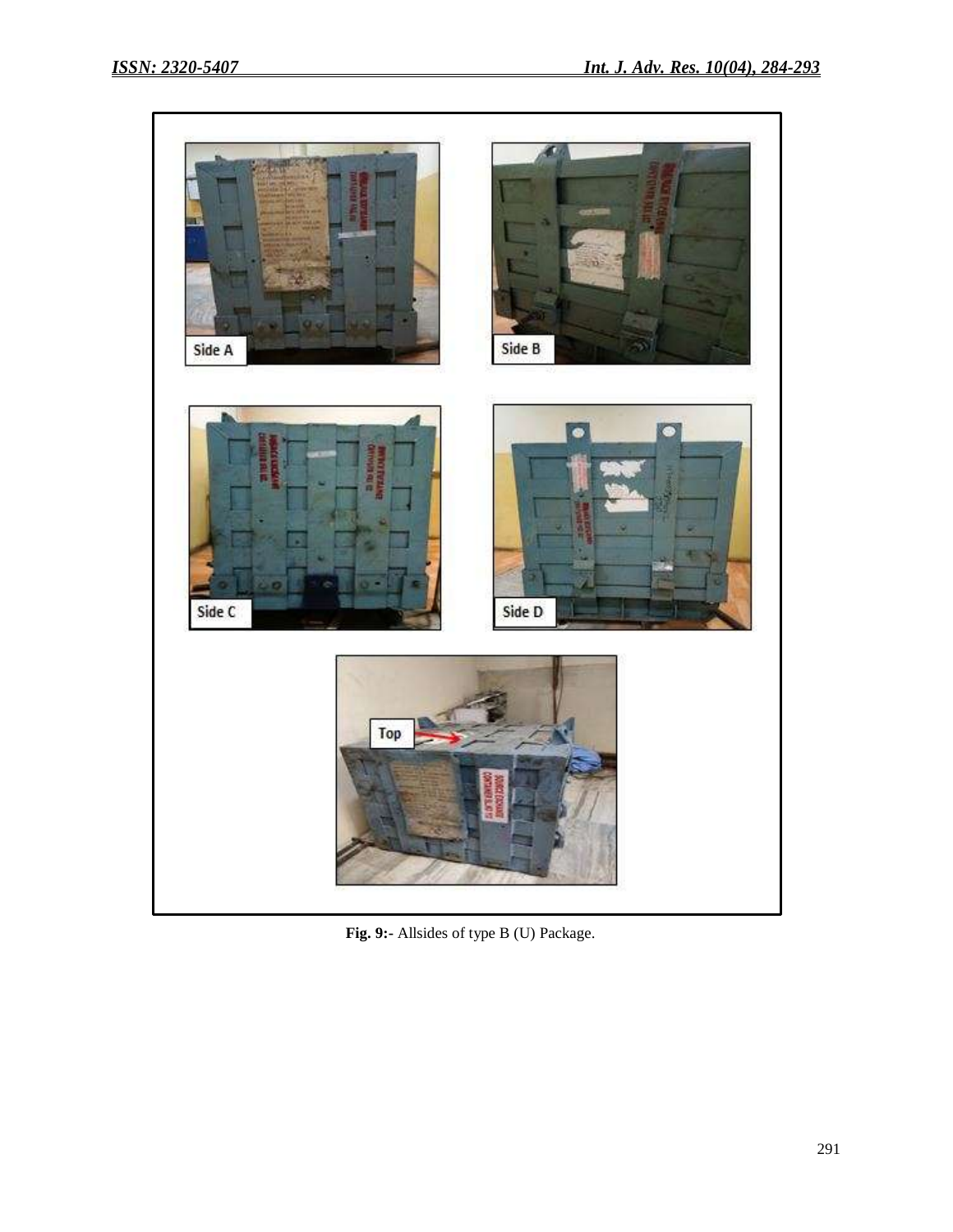**Fig. 9:-** Allsides of type B (U) Package.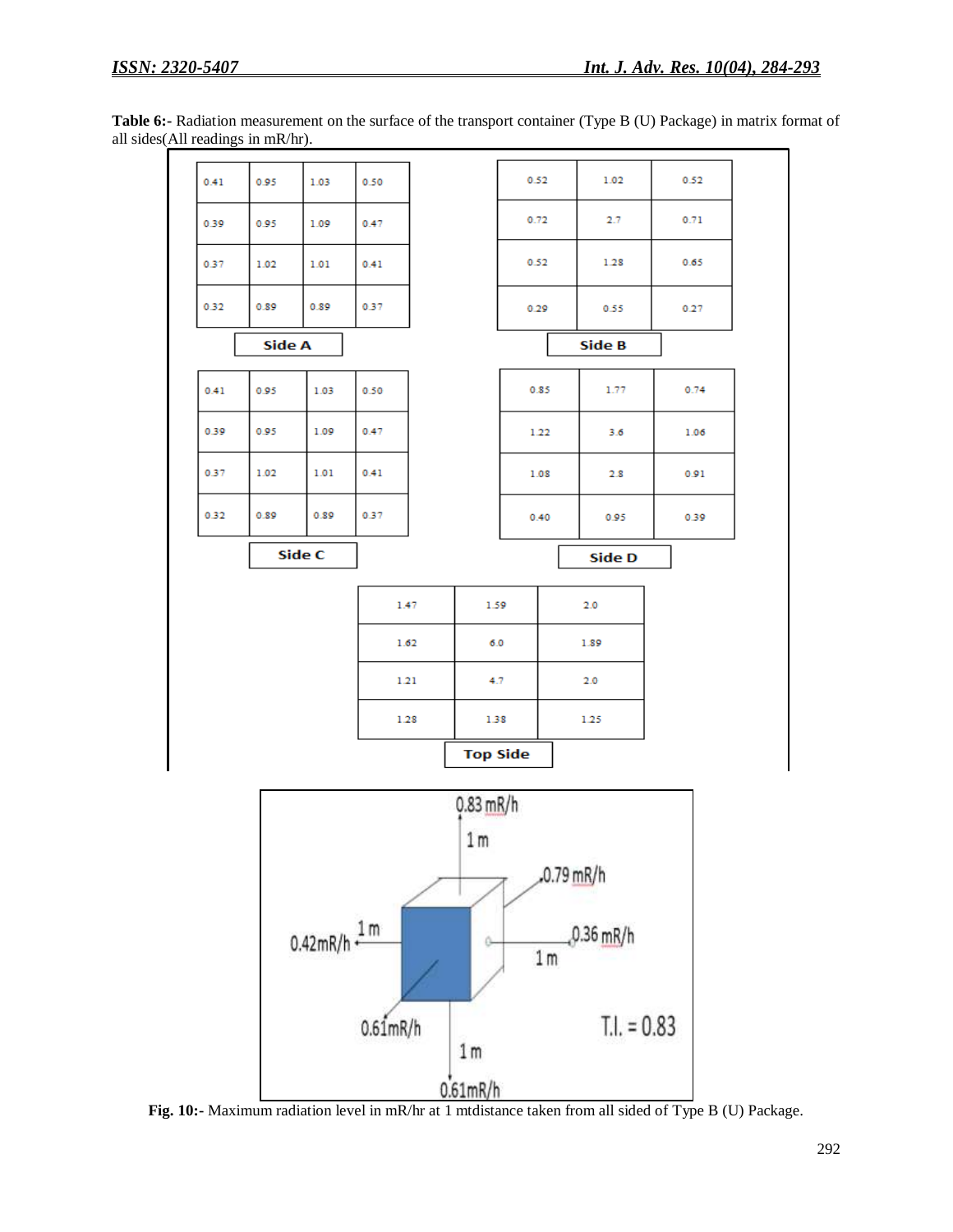**Table 6:-** Radiation measurement on the surface of the transport container (Type B (U) Package) in matrix format of all sides(All readings in mR/hr).

**Side A**

| | | | |
|---|---|---|---|
| 0.41 | 0.95 | 1.03 | 0.50 |
| 0.39 | 0.95 | 1.09 | 0.47 |
| 0.37 | 1.02 | 1.01 | 0.41 |
| 0.32 | 0.89 | 0.89 | 0.37 |

**Side B**

| | | |
|---|---|---|
| 0.52 | 1.02 | 0.52 |
| 0.72 | 2.7 | 0.71 |
| 0.52 | 1.28 | 0.65 |
| 0.29 | 0.55 | 0.27 |

**Side C**

| | | | |
|---|---|---|---|
| 0.41 | 0.95 | 1.03 | 0.50 |
| 0.39 | 0.95 | 1.09 | 0.47 |
| 0.37 | 1.02 | 1.01 | 0.41 |
| 0.32 | 0.89 | 0.89 | 0.37 |

**Side D**

| | | |
|---|---|---|
| 0.85 | 1.77 | 0.74 |
| 1.22 | 3.6 | 1.06 |
| 1.08 | 2.8 | 0.91 |
| 0.40 | 0.95 | 0.39 |

**Top Side**

| | | |
|---|---|---|
| 1.47 | 1.59 | 2.0 |
| 1.62 | 6.0 | 1.89 |
| 1.21 | 4.7 | 2.0 |
| 1.28 | 1.38 | 1.25 |

0.83 mR/h — 1 m; 0.79 mR/h; 0.42mR/h — 1 m; 0.36 mR/h — 1 m; 0.61mR/h; 1 m — 0.61mR/h; T.I. = 0.83

**Fig. 10:-** Maximum radiation level in mR/hr at 1 mtdistance taken from all sided of Type B (U) Package.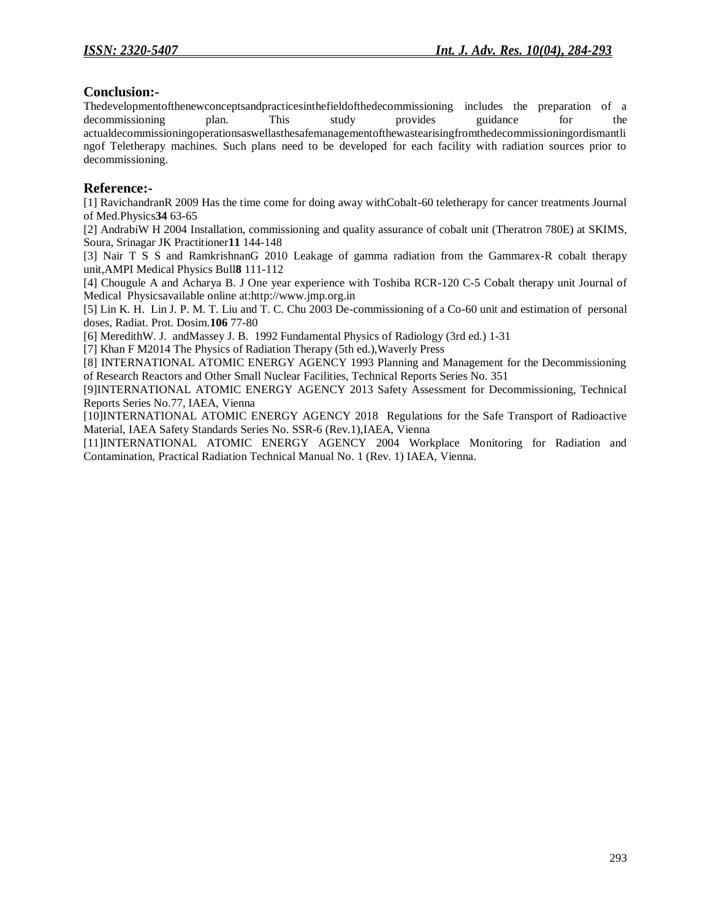## Conclusion:-

Thedevelopmentofthenewconceptsandpracticesinthefieldofthedecommissioning includes the preparation of a decommissioning plan. This study provides guidance for the actualdecommissioningoperationsaswellasthesafemanagementofthewastearisingfromthedecommissioningordismantlingof Teletherapy machines. Such plans need to be developed for each facility with radiation sources prior to decommissioning.

## Reference:-

[1] RavichandranR 2009 Has the time come for doing away withCobalt-60 teletherapy for cancer treatments Journal of Med.Physics**34** 63-65

[2] AndrabiW H 2004 Installation, commissioning and quality assurance of cobalt unit (Theratron 780E) at SKIMS, Soura, Srinagar JK Practitioner**11** 144-148

[3] Nair T S S and RamkrishnanG 2010 Leakage of gamma radiation from the Gammarex-R cobalt therapy unit,AMPI Medical Physics Bull**8** 111-112

[4] Chougule A and Acharya B. J One year experience with Toshiba RCR-120 C-5 Cobalt therapy unit Journal of Medical Physicsavailable online at:http://www.jmp.org.in

[5] Lin K. H. Lin J. P. M. T. Liu and T. C. Chu 2003 De-commissioning of a Co-60 unit and estimation of personal doses, Radiat. Prot. Dosim.**106** 77-80

[6] MeredithW. J. andMassey J. B. 1992 Fundamental Physics of Radiology (3rd ed.) 1-31

[7] Khan F M2014 The Physics of Radiation Therapy (5th ed.),Waverly Press

[8] INTERNATIONAL ATOMIC ENERGY AGENCY 1993 Planning and Management for the Decommissioning of Research Reactors and Other Small Nuclear Facilities, Technical Reports Series No. 351

[9]INTERNATIONAL ATOMIC ENERGY AGENCY 2013 Safety Assessment for Decommissioning, Technical Reports Series No.77, IAEA, Vienna

[10]INTERNATIONAL ATOMIC ENERGY AGENCY 2018 Regulations for the Safe Transport of Radioactive Material, IAEA Safety Standards Series No. SSR-6 (Rev.1),IAEA, Vienna

[11]INTERNATIONAL ATOMIC ENERGY AGENCY 2004 Workplace Monitoring for Radiation and Contamination, Practical Radiation Technical Manual No. 1 (Rev. 1) IAEA, Vienna.